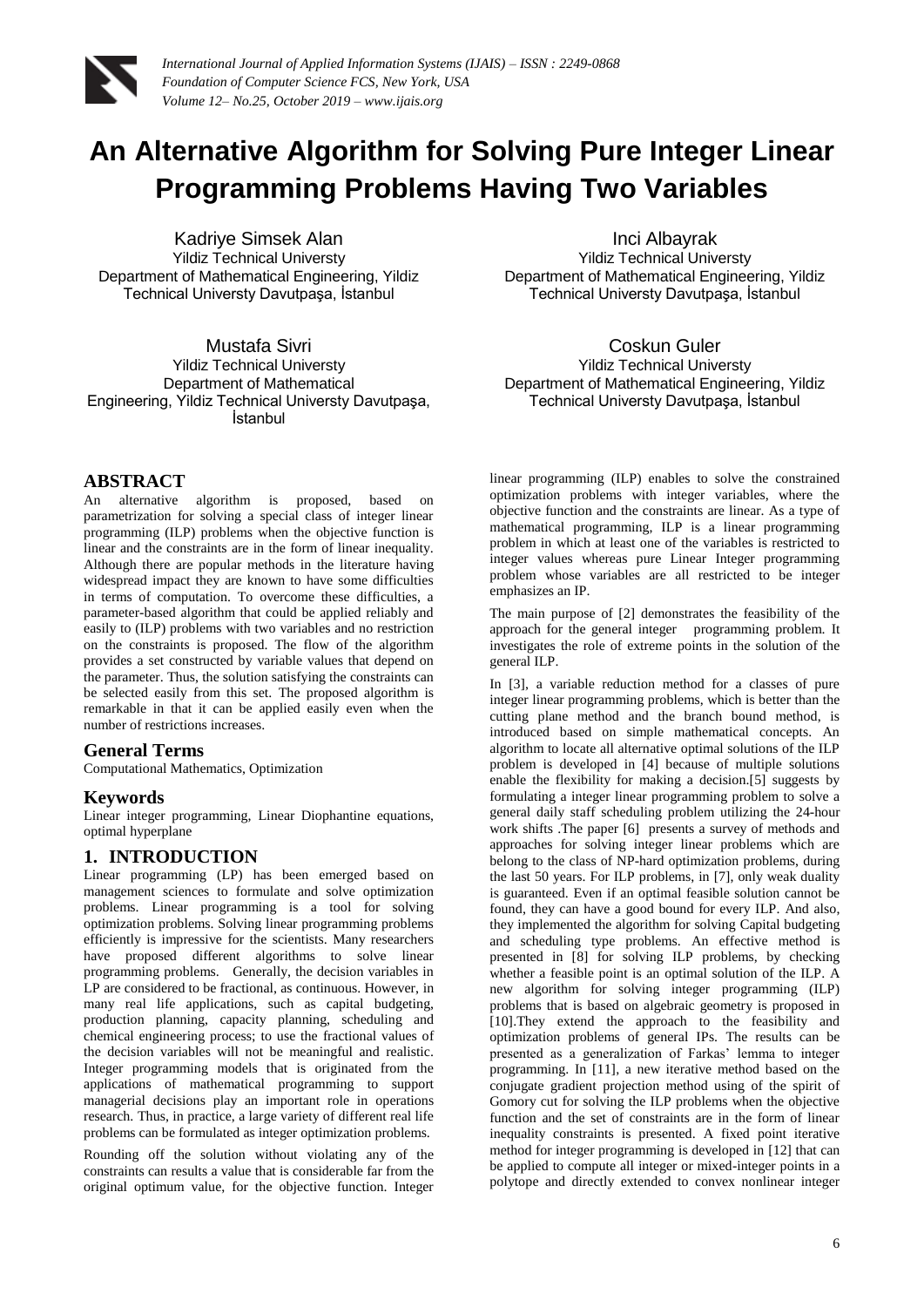# An Alternative Algorithm for Solving Pure Integer Linear Programming Problems Having Two Variables

Kadriye Simsek Alan
Yildiz Technical Universty
Department of Mathematical Engineering, Yildiz Technical Universty Davutpaşa, İstanbul

Inci Albayrak
Yildiz Technical Universty
Department of Mathematical Engineering, Yildiz Technical Universty Davutpaşa, İstanbul

Mustafa Sivri
Yildiz Technical Universty
Department of Mathematical Engineering, Yildiz Technical Universty Davutpaşa, İstanbul

Coskun Guler
Yildiz Technical Universty
Department of Mathematical Engineering, Yildiz Technical Universty Davutpaşa, İstanbul

## ABSTRACT

An alternative algorithm is proposed, based on parametrization for solving a special class of integer linear programming (ILP) problems when the objective function is linear and the constraints are in the form of linear inequality. Although there are popular methods in the literature having widespread impact they are known to have some difficulties in terms of computation. To overcome these difficulties, a parameter-based algorithm that could be applied reliably and easily to (ILP) problems with two variables and no restriction on the constraints is proposed. The flow of the algorithm provides a set constructed by variable values that depend on the parameter. Thus, the solution satisfying the constraints can be selected easily from this set. The proposed algorithm is remarkable in that it can be applied easily even when the number of restrictions increases.

### General Terms

Computational Mathematics, Optimization

### Keywords

Linear integer programming, Linear Diophantine equations, optimal hyperplane

## 1. INTRODUCTION

Linear programming (LP) has been emerged based on management sciences to formulate and solve optimization problems. Linear programming is a tool for solving optimization problems. Solving linear programming problems efficiently is impressive for the scientists. Many researchers have proposed different algorithms to solve linear programming problems. Generally, the decision variables in LP are considered to be fractional, as continuous. However, in many real life applications, such as capital budgeting, production planning, capacity planning, scheduling and chemical engineering process; to use the fractional values of the decision variables will not be meaningful and realistic. Integer programming models that is originated from the applications of mathematical programming to support managerial decisions play an important role in operations research. Thus, in practice, a large variety of different real life problems can be formulated as integer optimization problems.

Rounding off the solution without violating any of the constraints can results a value that is considerable far from the original optimum value, for the objective function. Integer linear programming (ILP) enables to solve the constrained optimization problems with integer variables, where the objective function and the constraints are linear. As a type of mathematical programming, ILP is a linear programming problem in which at least one of the variables is restricted to integer values whereas pure Linear Integer programming problem whose variables are all restricted to be integer emphasizes an IP.

The main purpose of [2] demonstrates the feasibility of the approach for the general integer programming problem. It investigates the role of extreme points in the solution of the general ILP.

In [3], a variable reduction method for a classes of pure integer linear programming problems, which is better than the cutting plane method and the branch bound method, is introduced based on simple mathematical concepts. An algorithm to locate all alternative optimal solutions of the ILP problem is developed in [4] because of multiple solutions enable the flexibility for making a decision.[5] suggests by formulating a integer linear programming problem to solve a general daily staff scheduling problem utilizing the 24-hour work shifts .The paper [6] presents a survey of methods and approaches for solving integer linear problems which are belong to the class of NP-hard optimization problems, during the last 50 years. For ILP problems, in [7], only weak duality is guaranteed. Even if an optimal feasible solution cannot be found, they can have a good bound for every ILP. And also, they implemented the algorithm for solving Capital budgeting and scheduling type problems. An effective method is presented in [8] for solving ILP problems, by checking whether a feasible point is an optimal solution of the ILP. A new algorithm for solving integer programming (ILP) problems that is based on algebraic geometry is proposed in [10].They extend the approach to the feasibility and optimization problems of general IPs. The results can be presented as a generalization of Farkas' lemma to integer programming. In [11], a new iterative method based on the conjugate gradient projection method using of the spirit of Gomory cut for solving the ILP problems when the objective function and the set of constraints are in the form of linear inequality constraints is presented. A fixed point iterative method for integer programming is developed in [12] that can be applied to compute all integer or mixed-integer points in a polytope and directly extended to convex nonlinear integer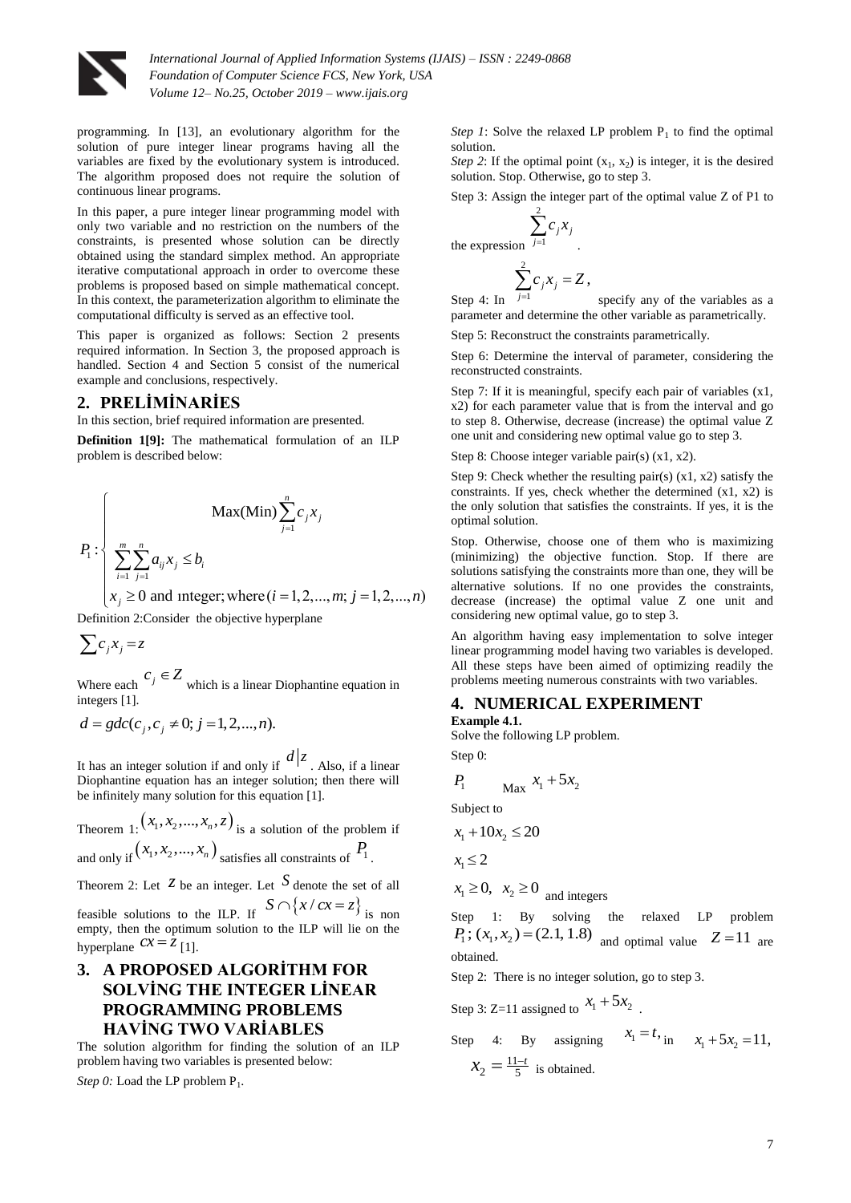programming. In [13], an evolutionary algorithm for the solution of pure integer linear programs having all the variables are fixed by the evolutionary system is introduced. The algorithm proposed does not require the solution of continuous linear programs.

In this paper, a pure integer linear programming model with only two variable and no restriction on the numbers of the constraints, is presented whose solution can be directly obtained using the standard simplex method. An appropriate iterative computational approach in order to overcome these problems is proposed based on simple mathematical concept. In this context, the parameterization algorithm to eliminate the computational difficulty is served as an effective tool.

This paper is organized as follows: Section 2 presents required information. In Section 3, the proposed approach is handled. Section 4 and Section 5 consist of the numerical example and conclusions, respectively.

## 2. PRELİMİNARİES

In this section, brief required information are presented.

**Definition 1[9]:** The mathematical formulation of an ILP problem is described below:

$$P_1:\begin{cases} \text{Max(Min)}\sum_{j=1}^{n} c_j x_j \\ \sum_{i=1}^{m}\sum_{j=1}^{n} a_{ij}x_j \le b_i \\ x_j \ge 0 \text{ and ınteger; where } (i=1,2,...,m;\ j=1,2,...,n) \end{cases}$$

Definition 2:Consider the objective hyperplane

$$\sum c_j x_j = z$$

Where each $c_j \in Z$ which is a linear Diophantine equation in integers [1].

$$d = gdc(c_j, c_j \ne 0;\ j=1,2,...,n).$$

It has an integer solution if and only if $d|z$. Also, if a linear Diophantine equation has an integer solution; then there will be infinitely many solution for this equation [1].

Theorem 1: $(x_1, x_2, ..., x_n, z)$ is a solution of the problem if and only if $(x_1, x_2, ..., x_n)$ satisfies all constraints of $P_1$.

Theorem 2: Let $z$ be an integer. Let $S$ denote the set of all feasible solutions to the ILP. If $S \cap \{x / cx = z\}$ is non empty, then the optimum solution to the ILP will lie on the hyperplane $cx = z$ [1].

## 3. A PROPOSED ALGORİTHM FOR SOLVİNG THE INTEGER LİNEAR PROGRAMMING PROBLEMS HAVİNG TWO VARİABLES

The solution algorithm for finding the solution of an ILP problem having two variables is presented below:

*Step 0:* Load the LP problem $P_1$.

*Step 1*: Solve the relaxed LP problem $P_1$ to find the optimal solution.

*Step 2*: If the optimal point $(x_1, x_2)$ is integer, it is the desired solution. Stop. Otherwise, go to step 3.

Step 3: Assign the integer part of the optimal value Z of P1 to the expression $\sum_{j=1}^{2} c_j x_j$.

Step 4: In $\sum_{j=1}^{2} c_j x_j = Z$, specify any of the variables as a parameter and determine the other variable as parametrically.

Step 5: Reconstruct the constraints parametrically.

Step 6: Determine the interval of parameter, considering the reconstructed constraints.

Step 7: If it is meaningful, specify each pair of variables (x1, x2) for each parameter value that is from the interval and go to step 8. Otherwise, decrease (increase) the optimal value Z one unit and considering new optimal value go to step 3.

Step 8: Choose integer variable pair(s) (x1, x2).

Step 9: Check whether the resulting pair(s) (x1, x2) satisfy the constraints. If yes, check whether the determined (x1, x2) is the only solution that satisfies the constraints. If yes, it is the optimal solution.

Stop. Otherwise, choose one of them who is maximizing (minimizing) the objective function. Stop. If there are solutions satisfying the constraints more than one, they will be alternative solutions. If no one provides the constraints, decrease (increase) the optimal value Z one unit and considering new optimal value, go to step 3.

An algorithm having easy implementation to solve integer linear programming model having two variables is developed. All these steps have been aimed of optimizing readily the problems meeting numerous constraints with two variables.

## 4. NUMERICAL EXPERIMENT

**Example 4.1.**

Solve the following LP problem.

Step 0:

$P_1$ Max $x_1 + 5x_2$

Subject to

$x_1 + 10x_2 \le 20$

$x_1 \le 2$

$x_1 \ge 0,\ x_2 \ge 0$ and integers

Step 1: By solving the relaxed LP problem $P_1$; $(x_1, x_2) = (2.1, 1.8)$ and optimal value $Z = 11$ are obtained.

Step 2: There is no integer solution, go to step 3.

Step 3: Z=11 assigned to $x_1 + 5x_2$.

Step 4: By assigning $x_1 = t$, in $x_1 + 5x_2 = 11$, $x_2 = \frac{11-t}{5}$ is obtained.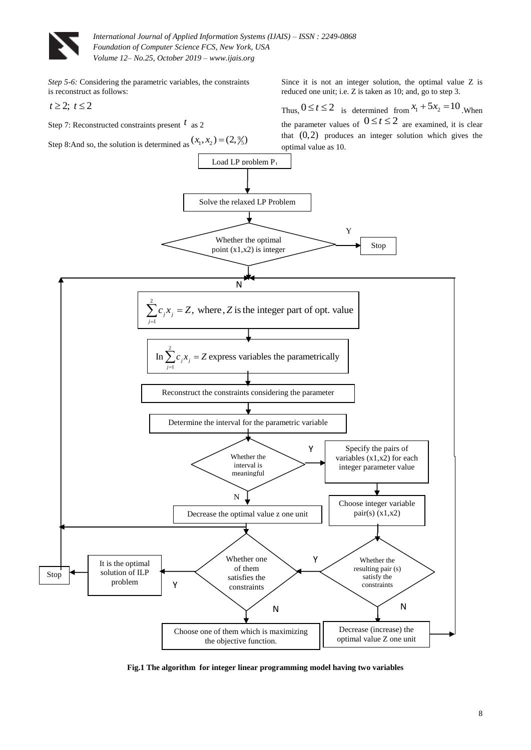*Step 5-6:* Considering the parametric variables, the constraints is reconstruct as follows:

$t \geq 2;\ t \leq 2$

Step 7: Reconstructed constraints present $t$ as 2

Step 8:And so, the solution is determined as $(x_1, x_2) = (2, 9/5)$

Since it is not an integer solution, the optimal value Z is reduced one unit; i.e. Z is taken as 10; and, go to step 3.

Thus, $0 \leq t \leq 2$ is determined from $x_1 + 5x_2 = 10$. When the parameter values of $0 \leq t \leq 2$ are examined, it is clear that $(0,2)$ produces an integer solution which gives the optimal value as 10.

Load LP problem $P_1$

Solve the relaxed LP Problem

Whether the optimal point (x1,x2) is integer

Y

Stop

N

$\sum_{j=1}^{2} c_j x_j = Z,$ where, $Z$ is the integer part of opt. value

In $\sum_{j=1}^{2} c_j x_j = Z$ express variables the parametrically

Reconstruct the constraints considering the parameter

Determine the interval for the parametric variable

Whether the interval is meaningful

Y

Specify the pairs of variables (x1,x2) for each integer parameter value

N

Choose integer variable pair(s) (x1,x2)

Decrease the optimal value z one unit

Whether one of them satisfies the constraints

Y

Whether the resulting pair (s) satisfy the constraints

It is the optimal solution of ILP problem

Stop

Y

N

N

Choose one of them which is maximizing the objective function.

Decrease (increase) the optimal value Z one unit

**Fig.1 The algorithm for integer linear programming model having two variables**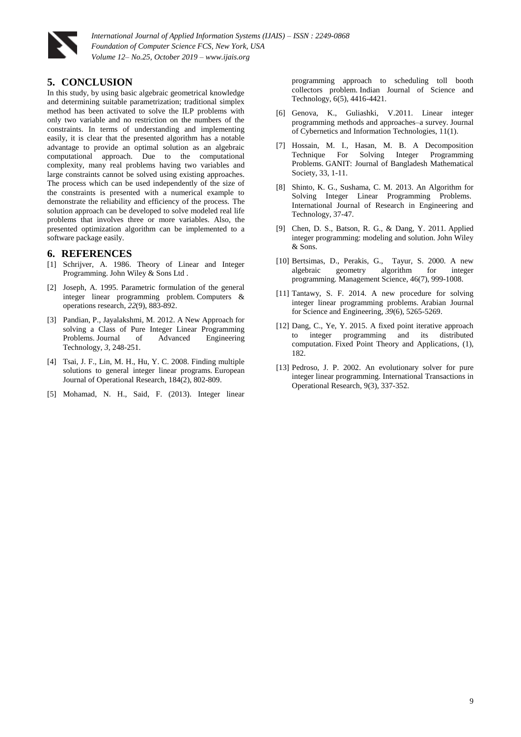## 5. CONCLUSION

In this study, by using basic algebraic geometrical knowledge and determining suitable parametrization; traditional simplex method has been activated to solve the ILP problems with only two variable and no restriction on the numbers of the constraints. In terms of understanding and implementing easily, it is clear that the presented algorithm has a notable advantage to provide an optimal solution as an algebraic computational approach. Due to the computational complexity, many real problems having two variables and large constraints cannot be solved using existing approaches. The process which can be used independently of the size of the constraints is presented with a numerical example to demonstrate the reliability and efficiency of the process. The solution approach can be developed to solve modeled real life problems that involves three or more variables. Also, the presented optimization algorithm can be implemented to a software package easily.

## 6. REFERENCES

[1] Schrijver, A. 1986. Theory of Linear and Integer Programming. John Wiley & Sons Ltd .

[2] Joseph, A. 1995. Parametric formulation of the general integer linear programming problem. Computers & operations research, *22*(9), 883-892.

[3] Pandian, P., Jayalakshmi, M. 2012. A New Approach for solving a Class of Pure Integer Linear Programming Problems. Journal of Advanced Engineering Technology, *3*, 248-251.

[4] Tsai, J. F., Lin, M. H., Hu, Y. C. 2008. Finding multiple solutions to general integer linear programs. European Journal of Operational Research, 184(2), 802-809.

[5] Mohamad, N. H., Said, F. (2013). Integer linear programming approach to scheduling toll booth collectors problem. Indian Journal of Science and Technology, 6(5), 4416-4421.

[6] Genova, K., Guliashki, V.2011. Linear integer programming methods and approaches–a survey. Journal of Cybernetics and Information Technologies, 11(1).

[7] Hossain, M. I., Hasan, M. B. A Decomposition Technique For Solving Integer Programming Problems. GANIT: Journal of Bangladesh Mathematical Society, 33, 1-11.

[8] Shinto, K. G., Sushama, C. M. 2013. An Algorithm for Solving Integer Linear Programming Problems. International Journal of Research in Engineering and Technology, 37-47.

[9] Chen, D. S., Batson, R. G., & Dang, Y. 2011. Applied integer programming: modeling and solution. John Wiley & Sons.

[10] Bertsimas, D., Perakis, G., Tayur, S. 2000. A new algebraic geometry algorithm for integer programming. Management Science, 46(7), 999-1008.

[11] Tantawy, S. F. 2014. A new procedure for solving integer linear programming problems. Arabian Journal for Science and Engineering, *39*(6), 5265-5269.

[12] Dang, C., Ye, Y. 2015. A fixed point iterative approach to integer programming and its distributed computation. Fixed Point Theory and Applications, (1), 182.

[13] Pedroso, J. P. 2002. An evolutionary solver for pure integer linear programming. International Transactions in Operational Research, 9(3), 337-352.